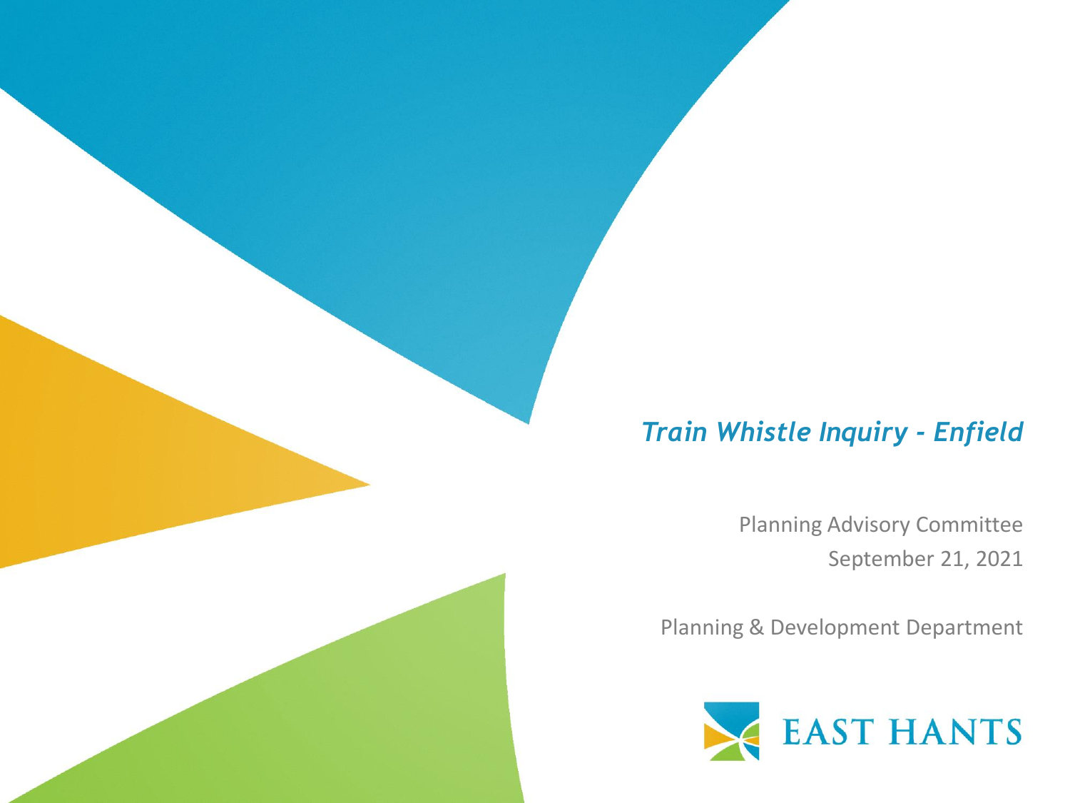# *Train Whistle Inquiry - Enfield*

Planning Advisory Committee

September 21, 2021

Planning & Development Department

EAST HANTS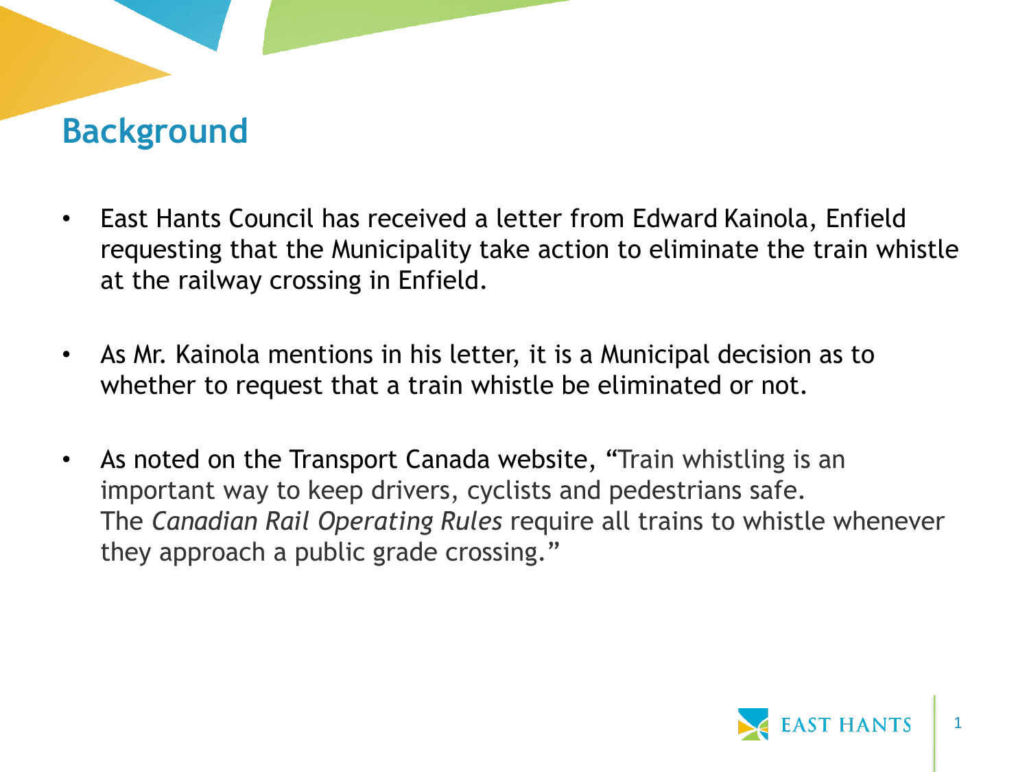## Background

- East Hants Council has received a letter from Edward Kainola, Enfield requesting that the Municipality take action to eliminate the train whistle at the railway crossing in Enfield.

- As Mr. Kainola mentions in his letter, it is a Municipal decision as to whether to request that a train whistle be eliminated or not.

- As noted on the Transport Canada website, "Train whistling is an important way to keep drivers, cyclists and pedestrians safe. The *Canadian Rail Operating Rules* require all trains to whistle whenever they approach a public grade crossing."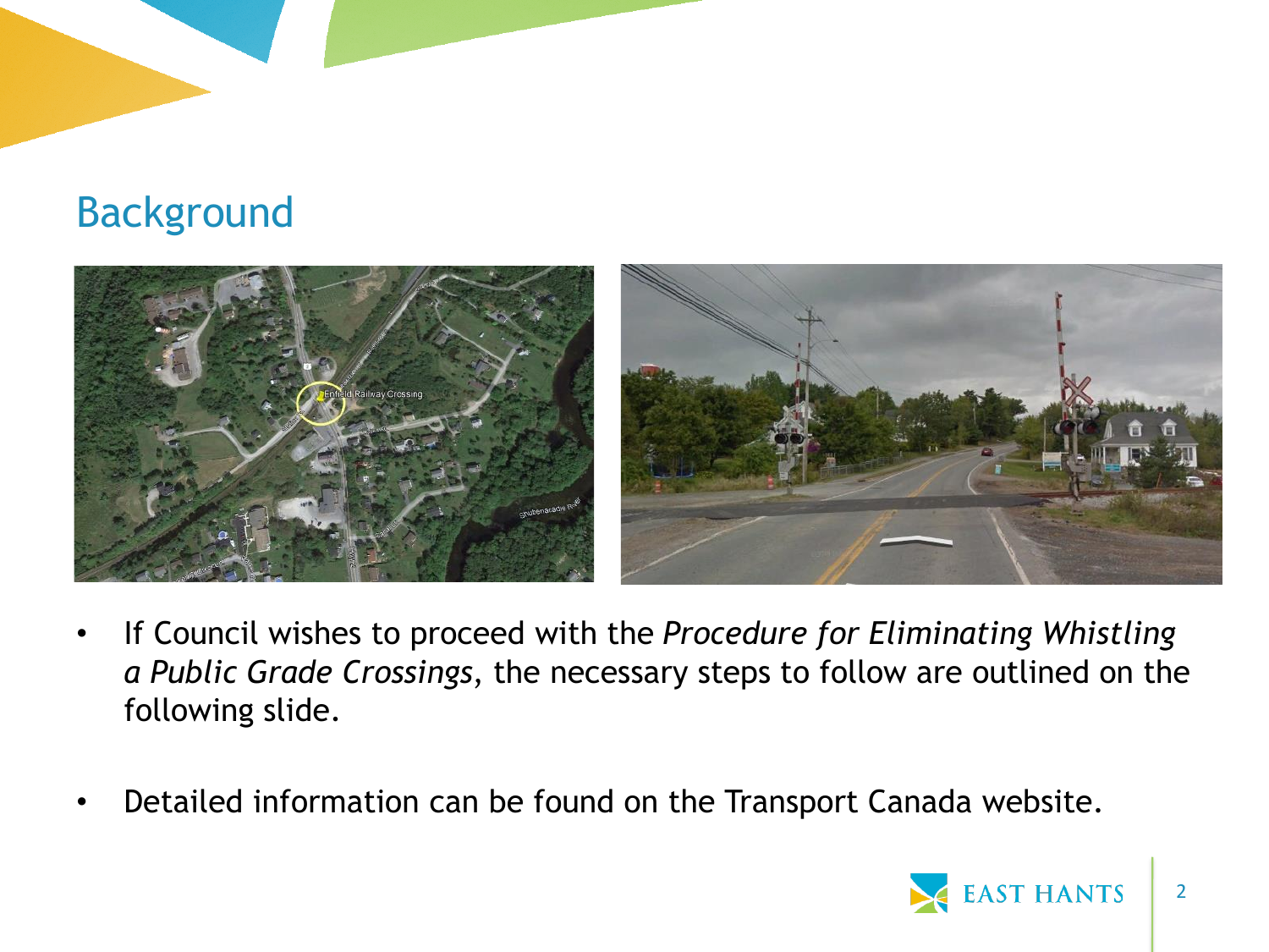## Background

- If Council wishes to proceed with the *Procedure for Eliminating Whistling a Public Grade Crossings*, the necessary steps to follow are outlined on the following slide.

- Detailed information can be found on the Transport Canada website.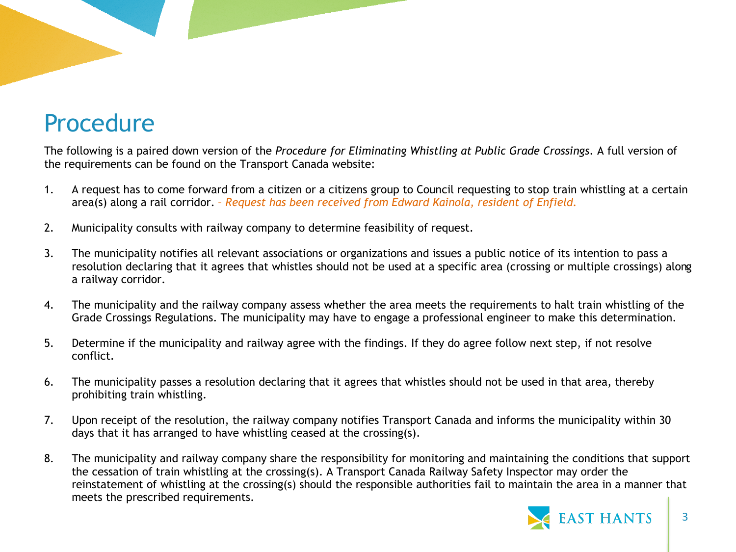# Procedure

The following is a paired down version of the *Procedure for Eliminating Whistling at Public Grade Crossings*. A full version of the requirements can be found on the Transport Canada website:

1. A request has to come forward from a citizen or a citizens group to Council requesting to stop train whistling at a certain area(s) along a rail corridor. *– Request has been received from Edward Kainola, resident of Enfield.*

2. Municipality consults with railway company to determine feasibility of request.

3. The municipality notifies all relevant associations or organizations and issues a public notice of its intention to pass a resolution declaring that it agrees that whistles should not be used at a specific area (crossing or multiple crossings) along a railway corridor.

4. The municipality and the railway company assess whether the area meets the requirements to halt train whistling of the Grade Crossings Regulations. The municipality may have to engage a professional engineer to make this determination.

5. Determine if the municipality and railway agree with the findings. If they do agree follow next step, if not resolve conflict.

6. The municipality passes a resolution declaring that it agrees that whistles should not be used in that area, thereby prohibiting train whistling.

7. Upon receipt of the resolution, the railway company notifies Transport Canada and informs the municipality within 30 days that it has arranged to have whistling ceased at the crossing(s).

8. The municipality and railway company share the responsibility for monitoring and maintaining the conditions that support the cessation of train whistling at the crossing(s). A Transport Canada Railway Safety Inspector may order the reinstatement of whistling at the crossing(s) should the responsible authorities fail to maintain the area in a manner that meets the prescribed requirements.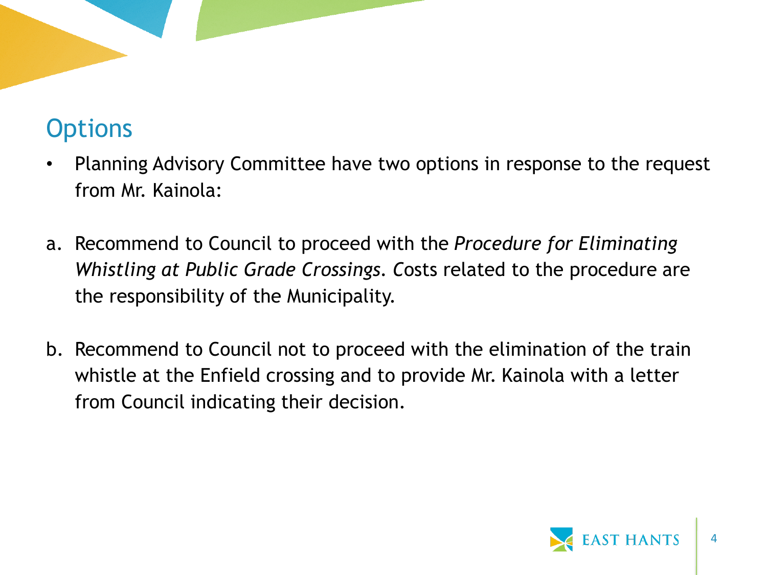## Options

- Planning Advisory Committee have two options in response to the request from Mr. Kainola:

a. Recommend to Council to proceed with the *Procedure for Eliminating Whistling at Public Grade Crossings*. Costs related to the procedure are the responsibility of the Municipality.

b. Recommend to Council not to proceed with the elimination of the train whistle at the Enfield crossing and to provide Mr. Kainola with a letter from Council indicating their decision.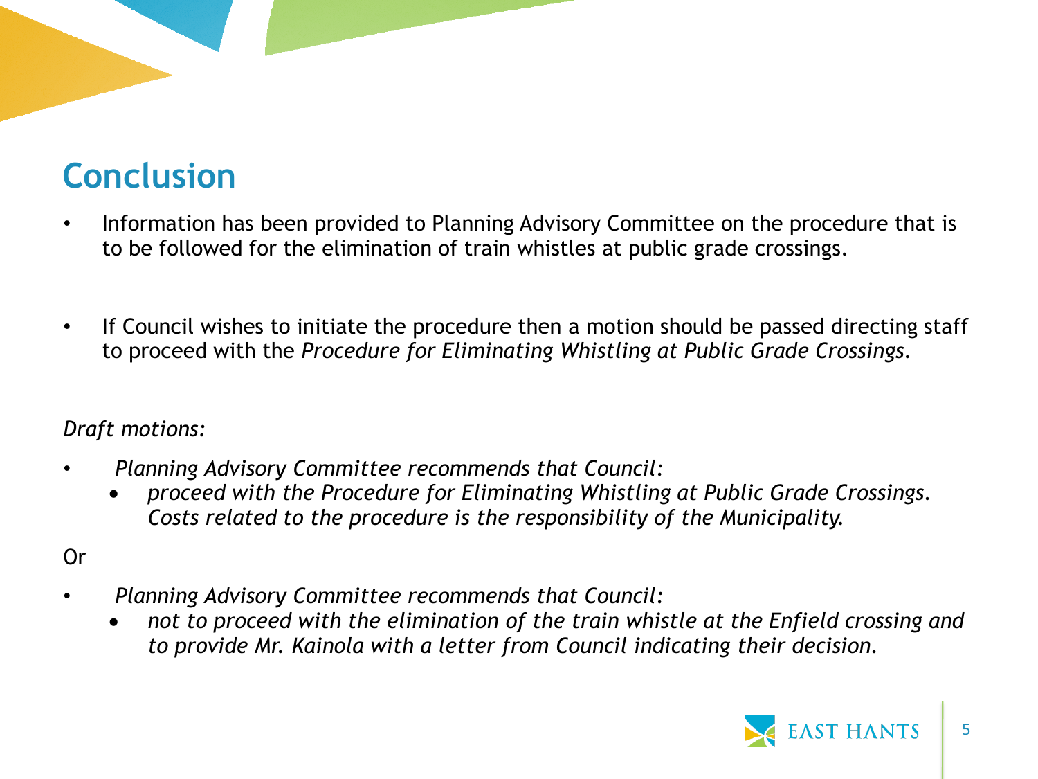## Conclusion

- Information has been provided to Planning Advisory Committee on the procedure that is to be followed for the elimination of train whistles at public grade crossings.

- If Council wishes to initiate the procedure then a motion should be passed directing staff to proceed with the *Procedure for Eliminating Whistling at Public Grade Crossings*.

*Draft motions:*

- *Planning Advisory Committee recommends that Council:*
  - *proceed with the Procedure for Eliminating Whistling at Public Grade Crossings. Costs related to the procedure is the responsibility of the Municipality.*

Or

- *Planning Advisory Committee recommends that Council:*
  - *not to proceed with the elimination of the train whistle at the Enfield crossing and to provide Mr. Kainola with a letter from Council indicating their decision.*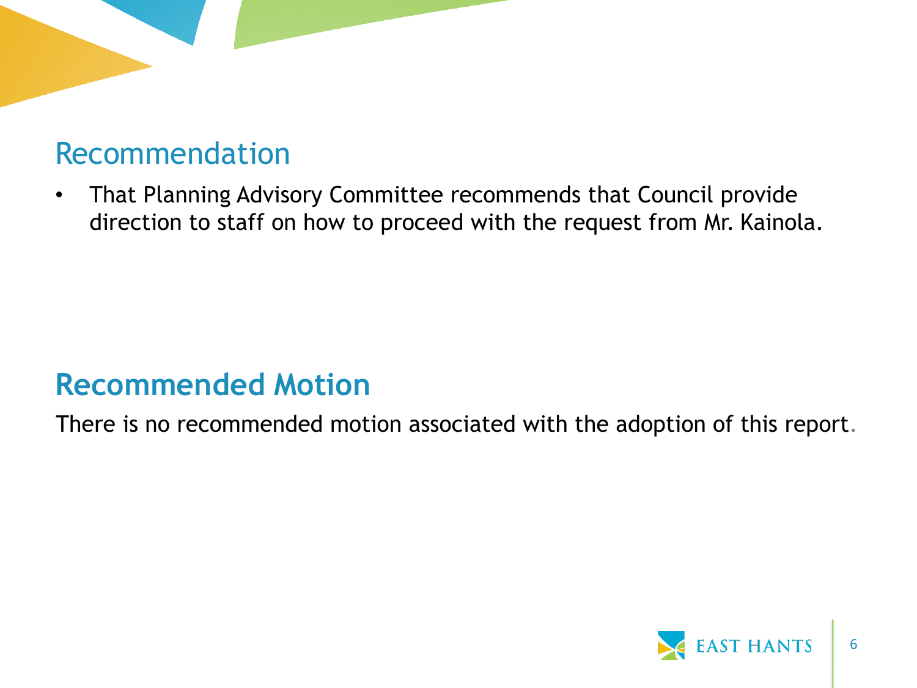## Recommendation

- That Planning Advisory Committee recommends that Council provide direction to staff on how to proceed with the request from Mr. Kainola.

## Recommended Motion

There is no recommended motion associated with the adoption of this report.